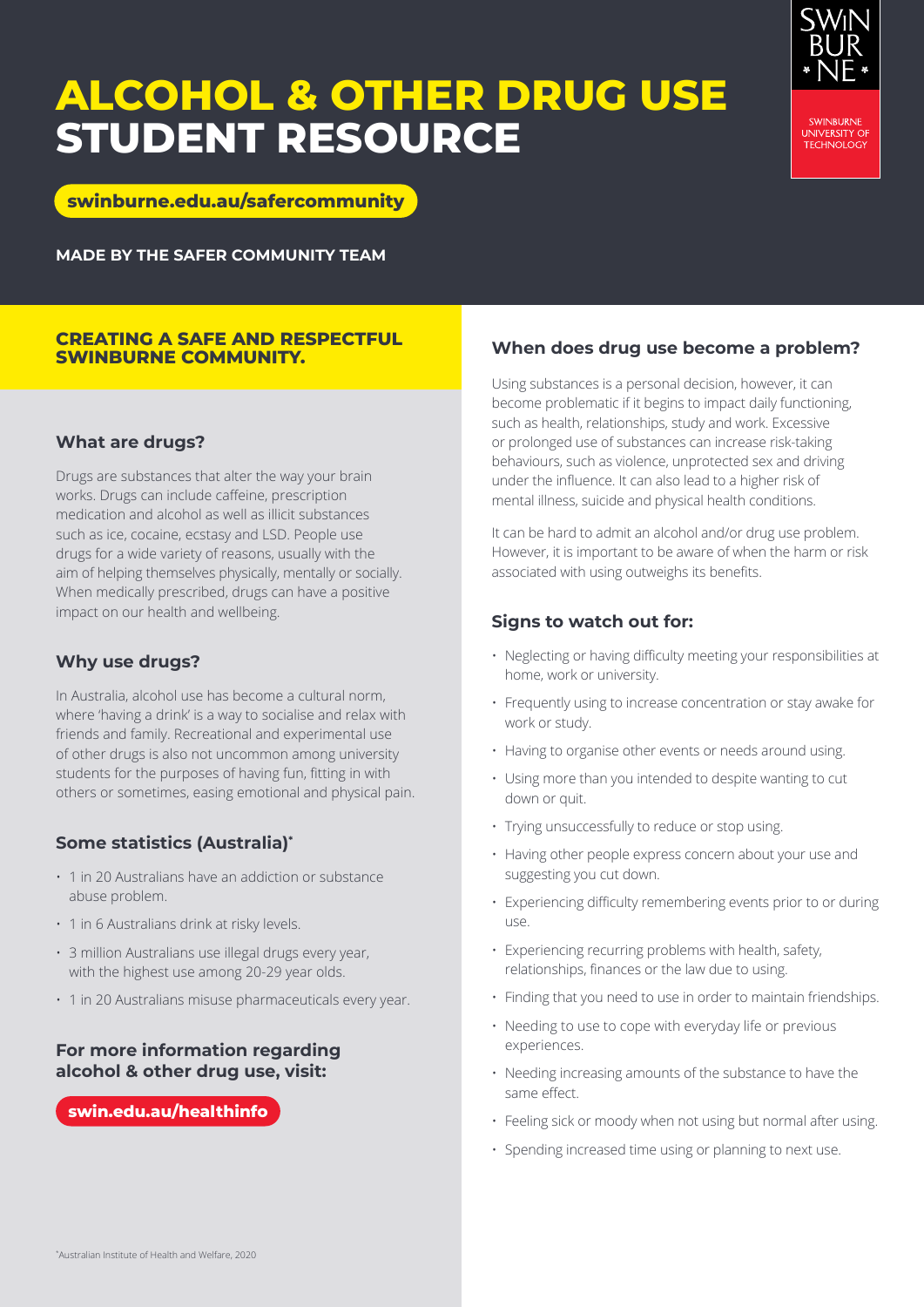# ALCOHOL & OTHER DRUG USE STUDENT RESOURCE

SWINBURNE UNIVERSITY OF TECHNOLOGY

**swinburne.edu.au/safercommunity**

**MADE BY THE SAFER COMMUNITY TEAM**

**CREATING A SAFE AND RESPECTFUL SWINBURNE COMMUNITY.**

### What are drugs?

Drugs are substances that alter the way your brain works. Drugs can include caffeine, prescription medication and alcohol as well as illicit substances such as ice, cocaine, ecstasy and LSD. People use drugs for a wide variety of reasons, usually with the aim of helping themselves physically, mentally or socially. When medically prescribed, drugs can have a positive impact on our health and wellbeing.

### Why use drugs?

In Australia, alcohol use has become a cultural norm, where 'having a drink' is a way to socialise and relax with friends and family. Recreational and experimental use of other drugs is also not uncommon among university students for the purposes of having fun, fitting in with others or sometimes, easing emotional and physical pain.

### Some statistics (Australia)*

- 1 in 20 Australians have an addiction or substance abuse problem.
- 1 in 6 Australians drink at risky levels.
- 3 million Australians use illegal drugs every year, with the highest use among 20-29 year olds.
- 1 in 20 Australians misuse pharmaceuticals every year.

### For more information regarding alcohol & other drug use, visit:

**swin.edu.au/healthinfo**

*Australian Institute of Health and Welfare, 2020

### When does drug use become a problem?

Using substances is a personal decision, however, it can become problematic if it begins to impact daily functioning, such as health, relationships, study and work. Excessive or prolonged use of substances can increase risk-taking behaviours, such as violence, unprotected sex and driving under the influence. It can also lead to a higher risk of mental illness, suicide and physical health conditions.

It can be hard to admit an alcohol and/or drug use problem. However, it is important to be aware of when the harm or risk associated with using outweighs its benefits.

### Signs to watch out for:

- Neglecting or having difficulty meeting your responsibilities at home, work or university.
- Frequently using to increase concentration or stay awake for work or study.
- Having to organise other events or needs around using.
- Using more than you intended to despite wanting to cut down or quit.
- Trying unsuccessfully to reduce or stop using.
- Having other people express concern about your use and suggesting you cut down.
- Experiencing difficulty remembering events prior to or during use.
- Experiencing recurring problems with health, safety, relationships, finances or the law due to using.
- Finding that you need to use in order to maintain friendships.
- Needing to use to cope with everyday life or previous experiences.
- Needing increasing amounts of the substance to have the same effect.
- Feeling sick or moody when not using but normal after using.
- Spending increased time using or planning to next use.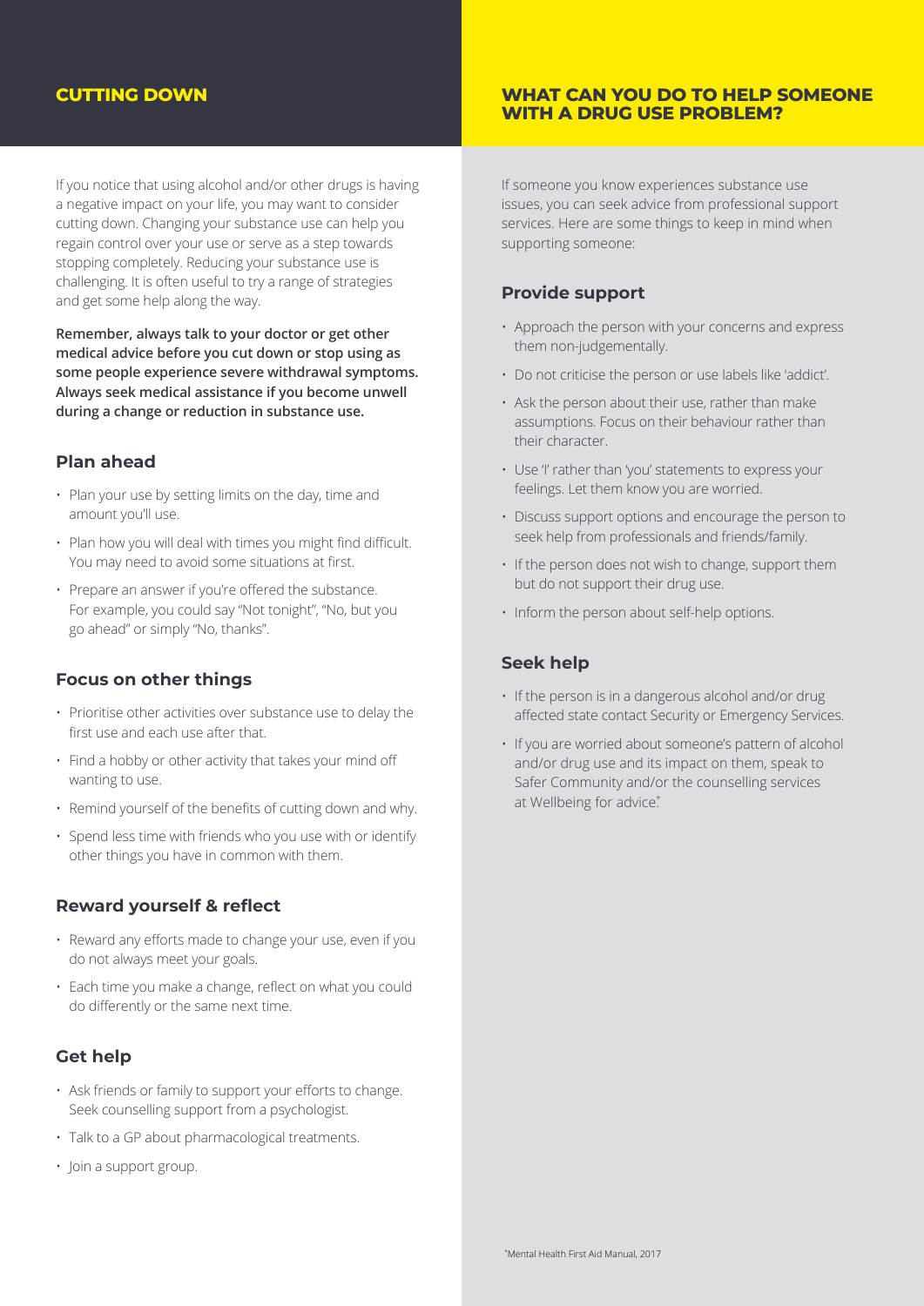## CUTTING DOWN

If you notice that using alcohol and/or other drugs is having a negative impact on your life, you may want to consider cutting down. Changing your substance use can help you regain control over your use or serve as a step towards stopping completely. Reducing your substance use is challenging. It is often useful to try a range of strategies and get some help along the way.

**Remember, always talk to your doctor or get other medical advice before you cut down or stop using as some people experience severe withdrawal symptoms. Always seek medical assistance if you become unwell during a change or reduction in substance use.**

### Plan ahead

- Plan your use by setting limits on the day, time and amount you'll use.
- Plan how you will deal with times you might find difficult. You may need to avoid some situations at first.
- Prepare an answer if you're offered the substance. For example, you could say "Not tonight", "No, but you go ahead" or simply "No, thanks".

### Focus on other things

- Prioritise other activities over substance use to delay the first use and each use after that.
- Find a hobby or other activity that takes your mind off wanting to use.
- Remind yourself of the benefits of cutting down and why.
- Spend less time with friends who you use with or identify other things you have in common with them.

### Reward yourself & reflect

- Reward any efforts made to change your use, even if you do not always meet your goals.
- Each time you make a change, reflect on what you could do differently or the same next time.

### Get help

- Ask friends or family to support your efforts to change. Seek counselling support from a psychologist.
- Talk to a GP about pharmacological treatments.
- Join a support group.

## WHAT CAN YOU DO TO HELP SOMEONE WITH A DRUG USE PROBLEM?

If someone you know experiences substance use issues, you can seek advice from professional support services. Here are some things to keep in mind when supporting someone:

### Provide support

- Approach the person with your concerns and express them non-judgementally.
- Do not criticise the person or use labels like 'addict'.
- Ask the person about their use, rather than make assumptions. Focus on their behaviour rather than their character.
- Use 'I' rather than 'you' statements to express your feelings. Let them know you are worried.
- Discuss support options and encourage the person to seek help from professionals and friends/family.
- If the person does not wish to change, support them but do not support their drug use.
- Inform the person about self-help options.

### Seek help

- If the person is in a dangerous alcohol and/or drug affected state contact Security or Emergency Services.
- If you are worried about someone's pattern of alcohol and/or drug use and its impact on them, speak to Safer Community and/or the counselling services at Wellbeing for advice.*

*Mental Health First Aid Manual, 2017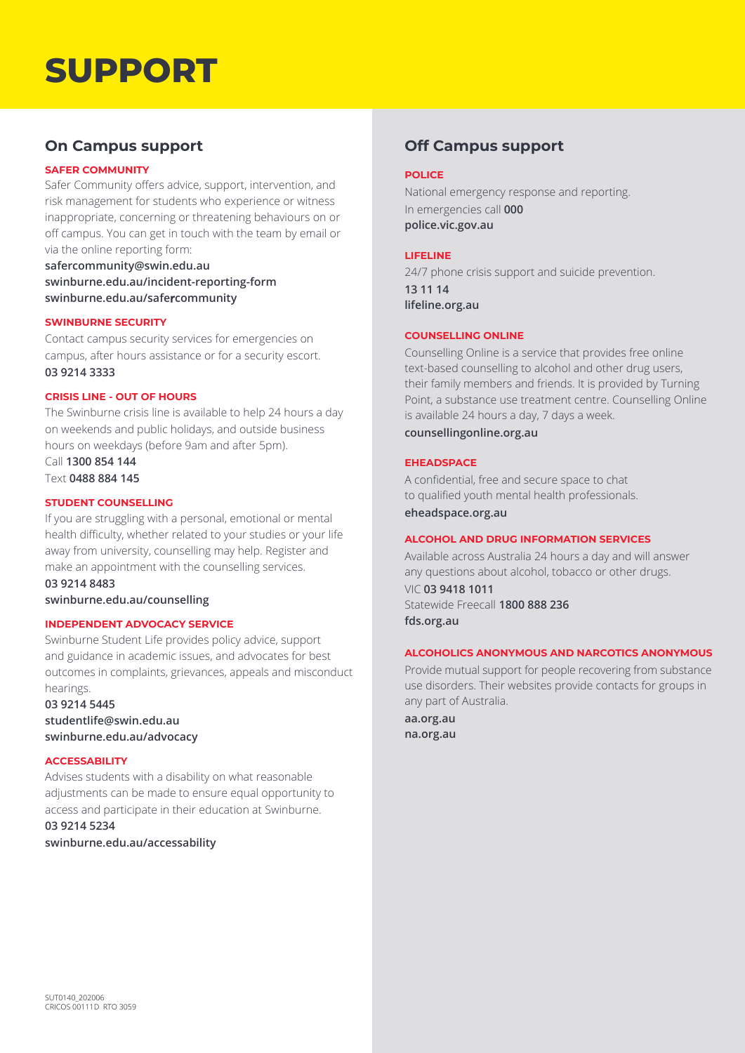# SUPPORT

## On Campus support

### SAFER COMMUNITY

Safer Community offers advice, support, intervention, and risk management for students who experience or witness inappropriate, concerning or threatening behaviours on or off campus. You can get in touch with the team by email or via the online reporting form:

**safercommunity@swin.edu.au**
**swinburne.edu.au/incident-reporting-form**
**swinburne.edu.au/safercommunity**

### SWINBURNE SECURITY

Contact campus security services for emergencies on campus, after hours assistance or for a security escort.

**03 9214 3333**

### CRISIS LINE - OUT OF HOURS

The Swinburne crisis line is available to help 24 hours a day on weekends and public holidays, and outside business hours on weekdays (before 9am and after 5pm).

Call **1300 854 144**
Text **0488 884 145**

### STUDENT COUNSELLING

If you are struggling with a personal, emotional or mental health difficulty, whether related to your studies or your life away from university, counselling may help. Register and make an appointment with the counselling services.

**03 9214 8483**
**swinburne.edu.au/counselling**

### INDEPENDENT ADVOCACY SERVICE

Swinburne Student Life provides policy advice, support and guidance in academic issues, and advocates for best outcomes in complaints, grievances, appeals and misconduct hearings.

**03 9214 5445**
**studentlife@swin.edu.au**
**swinburne.edu.au/advocacy**

### ACCESSABILITY

Advises students with a disability on what reasonable adjustments can be made to ensure equal opportunity to access and participate in their education at Swinburne.

**03 9214 5234**
**swinburne.edu.au/accessability**

## Off Campus support

### POLICE

National emergency response and reporting.
In emergencies call **000**
**police.vic.gov.au**

### LIFELINE

24/7 phone crisis support and suicide prevention.
**13 11 14**
**lifeline.org.au**

### COUNSELLING ONLINE

Counselling Online is a service that provides free online text-based counselling to alcohol and other drug users, their family members and friends. It is provided by Turning Point, a substance use treatment centre. Counselling Online is available 24 hours a day, 7 days a week.

**counsellingonline.org.au**

### EHEADSPACE

A confidential, free and secure space to chat to qualified youth mental health professionals.

**eheadspace.org.au**

### ALCOHOL AND DRUG INFORMATION SERVICES

Available across Australia 24 hours a day and will answer any questions about alcohol, tobacco or other drugs.

VIC **03 9418 1011**
Statewide Freecall **1800 888 236**
**fds.org.au**

### ALCOHOLICS ANONYMOUS AND NARCOTICS ANONYMOUS

Provide mutual support for people recovering from substance use disorders. Their websites provide contacts for groups in any part of Australia.

**aa.org.au**
**na.org.au**

SUT0140_202006
CRICOS 00111D RTO 3059